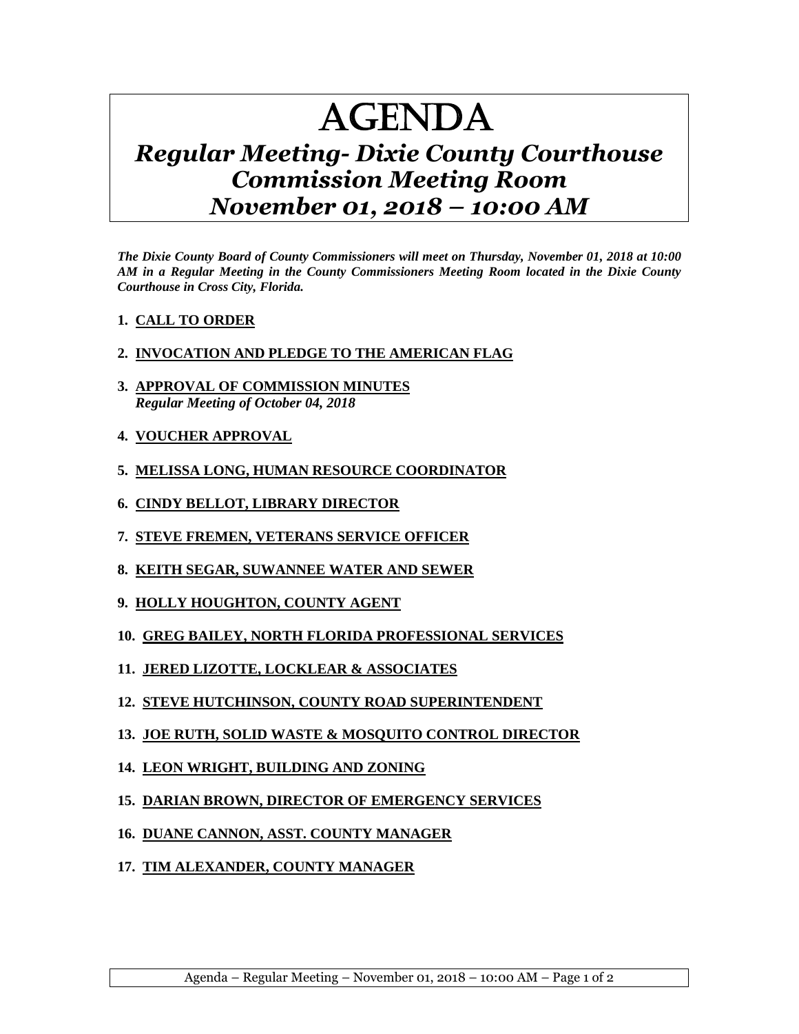# AGENDA

## *Regular Meeting- Dixie County Courthouse Commission Meeting Room November 01, 2018 – 10:00 AM*

***The Dixie County Board of County Commissioners will meet on Thursday, November 01, 2018 at 10:00 AM in a Regular Meeting in the County Commissioners Meeting Room located in the Dixie County Courthouse in Cross City, Florida.***

1. **CALL TO ORDER**
2. **INVOCATION AND PLEDGE TO THE AMERICAN FLAG**
3. **APPROVAL OF COMMISSION MINUTES**
   ***Regular Meeting of October 04, 2018***
4. **VOUCHER APPROVAL**
5. **MELISSA LONG, HUMAN RESOURCE COORDINATOR**
6. **CINDY BELLOT, LIBRARY DIRECTOR**
7. **STEVE FREMEN, VETERANS SERVICE OFFICER**
8. **KEITH SEGAR, SUWANNEE WATER AND SEWER**
9. **HOLLY HOUGHTON, COUNTY AGENT**
10. **GREG BAILEY, NORTH FLORIDA PROFESSIONAL SERVICES**
11. **JERED LIZOTTE, LOCKLEAR & ASSOCIATES**
12. **STEVE HUTCHINSON, COUNTY ROAD SUPERINTENDENT**
13. **JOE RUTH, SOLID WASTE & MOSQUITO CONTROL DIRECTOR**
14. **LEON WRIGHT, BUILDING AND ZONING**
15. **DARIAN BROWN, DIRECTOR OF EMERGENCY SERVICES**
16. **DUANE CANNON, ASST. COUNTY MANAGER**
17. **TIM ALEXANDER, COUNTY MANAGER**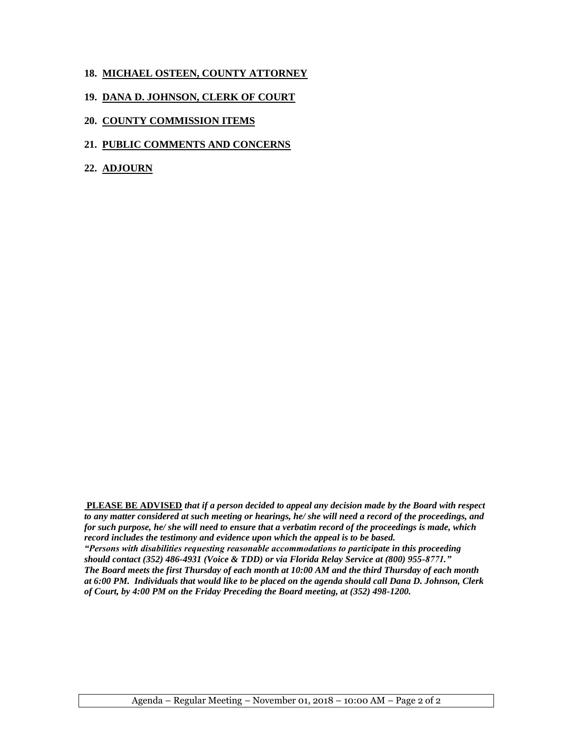18. **MICHAEL OSTEEN, COUNTY ATTORNEY**

19. **DANA D. JOHNSON, CLERK OF COURT**

20. **COUNTY COMMISSION ITEMS**

21. **PUBLIC COMMENTS AND CONCERNS**

22. **ADJOURN**

**PLEASE BE ADVISED** ***that if a person decided to appeal any decision made by the Board with respect to any matter considered at such meeting or hearings, he/ she will need a record of the proceedings, and for such purpose, he/ she will need to ensure that a verbatim record of the proceedings is made, which record includes the testimony and evidence upon which the appeal is to be based.***
***"Persons with disabilities requesting reasonable accommodations to participate in this proceeding should contact (352) 486-4931 (Voice & TDD) or via Florida Relay Service at (800) 955-8771."***
***The Board meets the first Thursday of each month at 10:00 AM and the third Thursday of each month at 6:00 PM. Individuals that would like to be placed on the agenda should call Dana D. Johnson, Clerk of Court, by 4:00 PM on the Friday Preceding the Board meeting, at (352) 498-1200.***